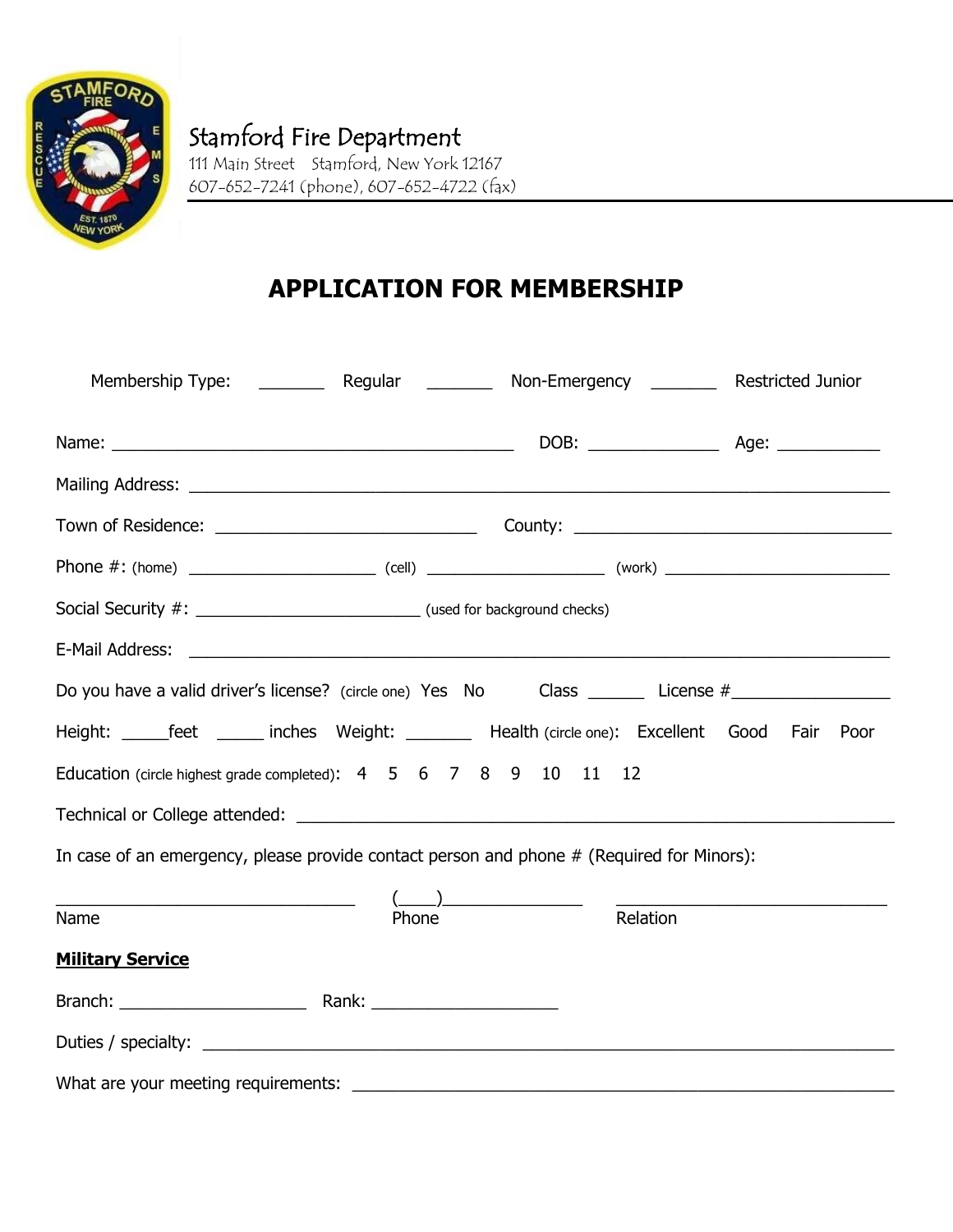# Stamford Fire Department

111 Main Street Stamford, New York 12167
607-652-7241 (phone), 607-652-4722 (fax)

## APPLICATION FOR MEMBERSHIP

Membership Type: _______ Regular _______ Non-Emergency _______ Restricted Junior

Name: ____________________________________________ DOB: ______________ Age: ___________

Mailing Address: ___________________________________________________________________________

Town of Residence: ____________________________ County: ___________________________________

Phone #: (home) ____________________ (cell) ___________________ (work) _________________________

Social Security #: ________________________ (used for background checks)

E-Mail Address: ___________________________________________________________________________

Do you have a valid driver's license? (circle one) Yes No Class ______ License #_________________

Height: _____feet _____ inches Weight: _______ Health (circle one): Excellent Good Fair Poor

Education (circle highest grade completed): 4 5 6 7 8 9 10 11 12

Technical or College attended: ______________________________________________________________

In case of an emergency, please provide contact person and phone # (Required for Minors):

| ________________________________ | (____)_______________ | ______________________________ |
|---|---|---|
| Name | Phone | Relation |

**Military Service**

Branch: ____________________ Rank: ____________________

Duties / specialty: ___________________________________________________________________________

What are your meeting requirements: ___________________________________________________________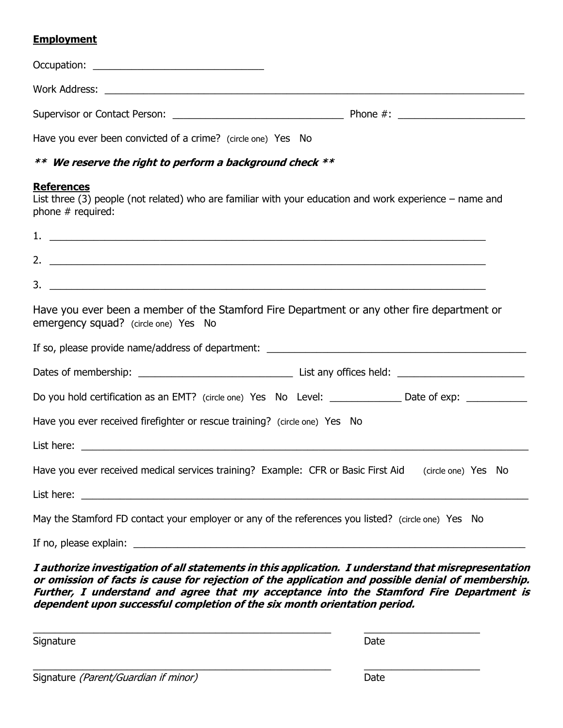**Employment**

Occupation: ______________________________

Work Address: ______________________________________________________________________

Supervisor or Contact Person: ______________________________ Phone #: ______________________

Have you ever been convicted of a crime? (circle one) Yes No

***\*\* We reserve the right to perform a background check \*\****

**References**

List three (3) people (not related) who are familiar with your education and work experience – name and phone # required:

1. ______________________________________________________________________
2. ______________________________________________________________________
3. ______________________________________________________________________

Have you ever been a member of the Stamford Fire Department or any other fire department or emergency squad? (circle one) Yes No

If so, please provide name/address of department: ____________________________________________

Dates of membership: __________________________ List any offices held: ______________________

Do you hold certification as an EMT? (circle one) Yes No Level: ____________ Date of exp: __________

Have you ever received firefighter or rescue training? (circle one) Yes No

List here: ______________________________________________________________________

Have you ever received medical services training? Example: CFR or Basic First Aid (circle one) Yes No

List here: ______________________________________________________________________

May the Stamford FD contact your employer or any of the references you listed? (circle one) Yes No

If no, please explain: ______________________________________________________________

***I authorize investigation of all statements in this application. I understand that misrepresentation or omission of facts is cause for rejection of the application and possible denial of membership. Further, I understand and agree that my acceptance into the Stamford Fire Department is dependent upon successful completion of the six month orientation period.***

_____________________________________________________ ____________________

Signature Date

_____________________________________________________ ____________________

Signature *(Parent/Guardian if minor)* Date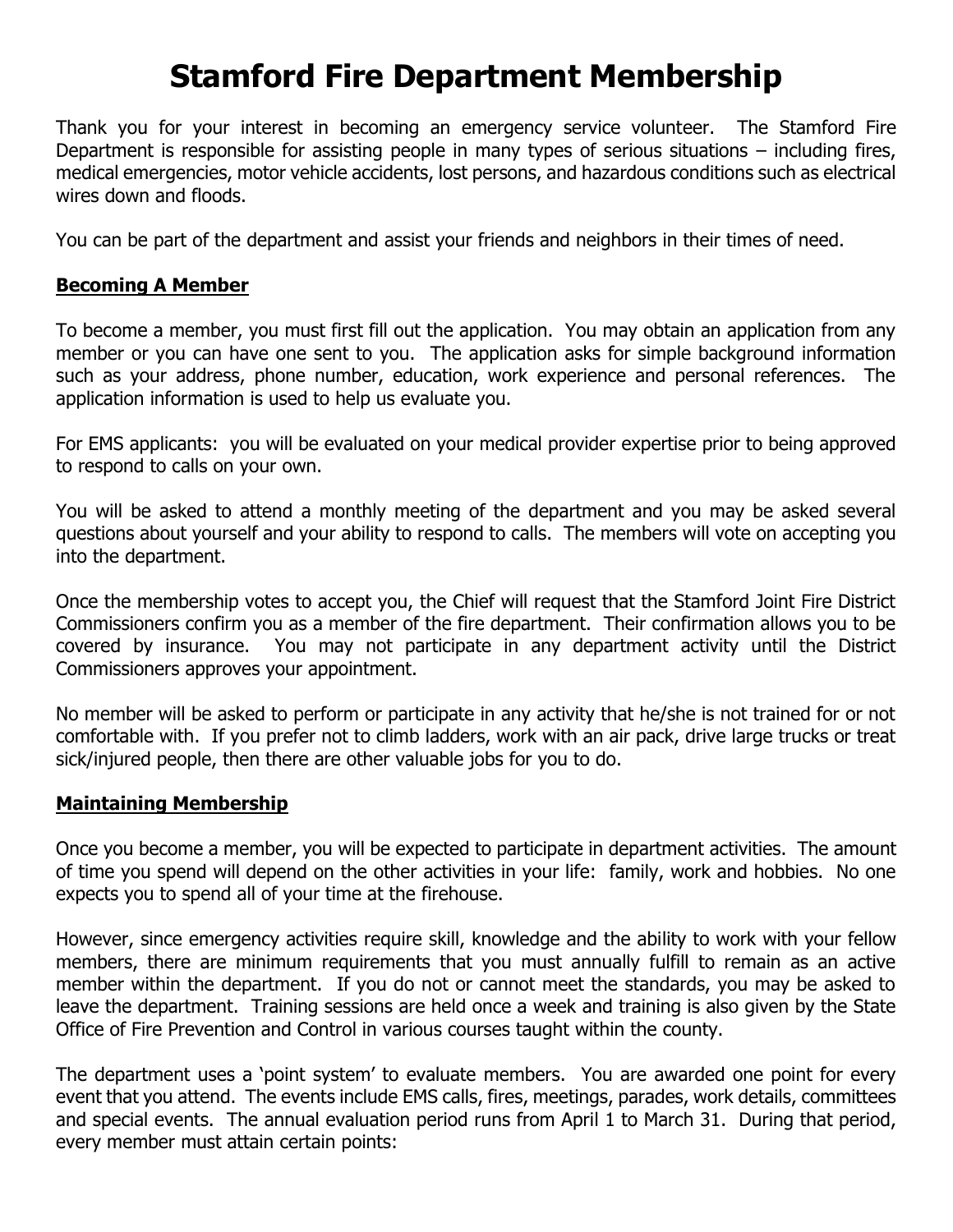# Stamford Fire Department Membership

Thank you for your interest in becoming an emergency service volunteer. The Stamford Fire Department is responsible for assisting people in many types of serious situations – including fires, medical emergencies, motor vehicle accidents, lost persons, and hazardous conditions such as electrical wires down and floods.

You can be part of the department and assist your friends and neighbors in their times of need.

## **Becoming A Member**

To become a member, you must first fill out the application. You may obtain an application from any member or you can have one sent to you. The application asks for simple background information such as your address, phone number, education, work experience and personal references. The application information is used to help us evaluate you.

For EMS applicants: you will be evaluated on your medical provider expertise prior to being approved to respond to calls on your own.

You will be asked to attend a monthly meeting of the department and you may be asked several questions about yourself and your ability to respond to calls. The members will vote on accepting you into the department.

Once the membership votes to accept you, the Chief will request that the Stamford Joint Fire District Commissioners confirm you as a member of the fire department. Their confirmation allows you to be covered by insurance. You may not participate in any department activity until the District Commissioners approves your appointment.

No member will be asked to perform or participate in any activity that he/she is not trained for or not comfortable with. If you prefer not to climb ladders, work with an air pack, drive large trucks or treat sick/injured people, then there are other valuable jobs for you to do.

## **Maintaining Membership**

Once you become a member, you will be expected to participate in department activities. The amount of time you spend will depend on the other activities in your life: family, work and hobbies. No one expects you to spend all of your time at the firehouse.

However, since emergency activities require skill, knowledge and the ability to work with your fellow members, there are minimum requirements that you must annually fulfill to remain as an active member within the department. If you do not or cannot meet the standards, you may be asked to leave the department. Training sessions are held once a week and training is also given by the State Office of Fire Prevention and Control in various courses taught within the county.

The department uses a 'point system' to evaluate members. You are awarded one point for every event that you attend. The events include EMS calls, fires, meetings, parades, work details, committees and special events. The annual evaluation period runs from April 1 to March 31. During that period, every member must attain certain points: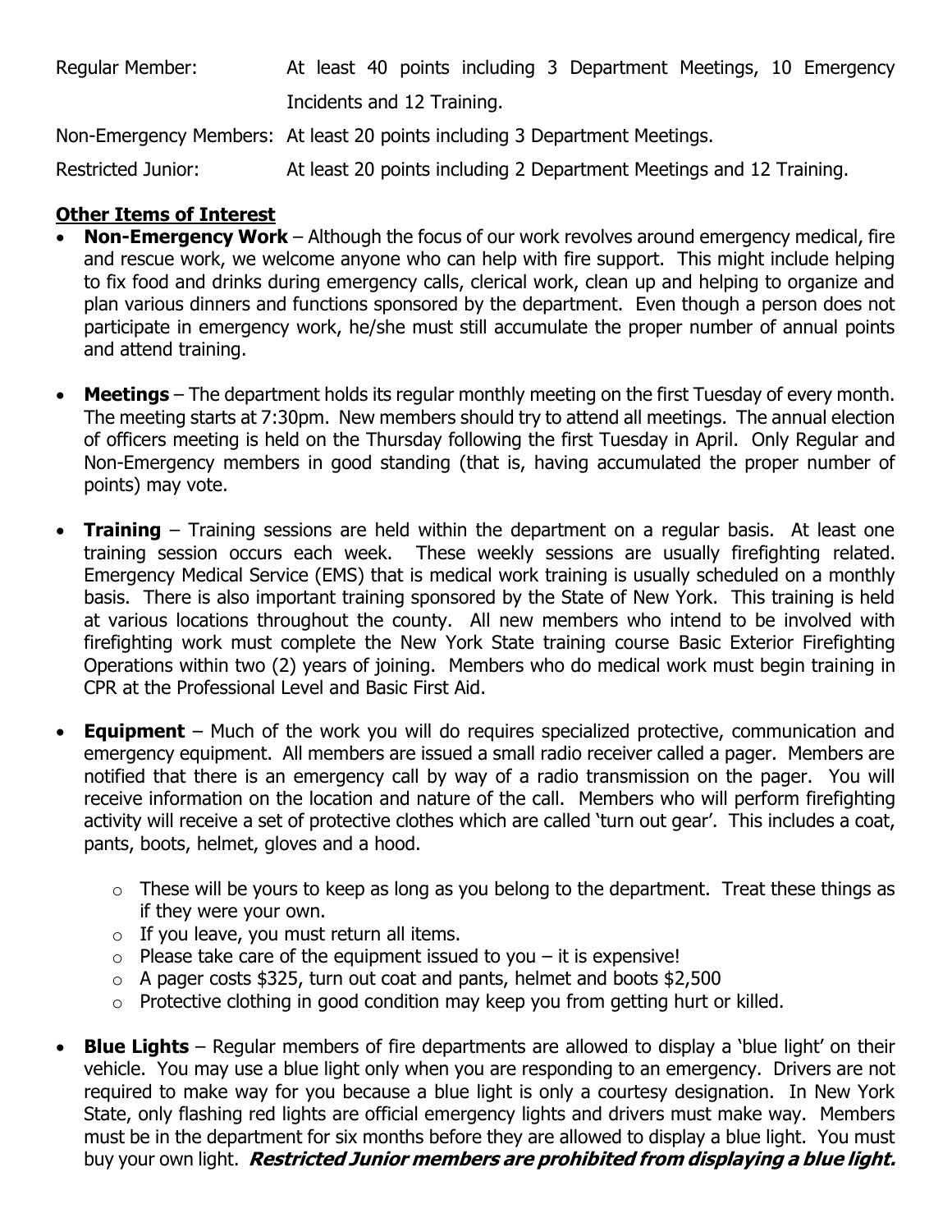| | |
|---|---|
| Regular Member: | At least 40 points including 3 Department Meetings, 10 Emergency Incidents and 12 Training. |
| Non-Emergency Members: | At least 20 points including 3 Department Meetings. |
| Restricted Junior: | At least 20 points including 2 Department Meetings and 12 Training. |

## Other Items of Interest

- **Non-Emergency Work** – Although the focus of our work revolves around emergency medical, fire and rescue work, we welcome anyone who can help with fire support. This might include helping to fix food and drinks during emergency calls, clerical work, clean up and helping to organize and plan various dinners and functions sponsored by the department. Even though a person does not participate in emergency work, he/she must still accumulate the proper number of annual points and attend training.

- **Meetings** – The department holds its regular monthly meeting on the first Tuesday of every month. The meeting starts at 7:30pm. New members should try to attend all meetings. The annual election of officers meeting is held on the Thursday following the first Tuesday in April. Only Regular and Non-Emergency members in good standing (that is, having accumulated the proper number of points) may vote.

- **Training** – Training sessions are held within the department on a regular basis. At least one training session occurs each week. These weekly sessions are usually firefighting related. Emergency Medical Service (EMS) that is medical work training is usually scheduled on a monthly basis. There is also important training sponsored by the State of New York. This training is held at various locations throughout the county. All new members who intend to be involved with firefighting work must complete the New York State training course Basic Exterior Firefighting Operations within two (2) years of joining. Members who do medical work must begin training in CPR at the Professional Level and Basic First Aid.

- **Equipment** – Much of the work you will do requires specialized protective, communication and emergency equipment. All members are issued a small radio receiver called a pager. Members are notified that there is an emergency call by way of a radio transmission on the pager. You will receive information on the location and nature of the call. Members who will perform firefighting activity will receive a set of protective clothes which are called 'turn out gear'. This includes a coat, pants, boots, helmet, gloves and a hood.
    - These will be yours to keep as long as you belong to the department. Treat these things as if they were your own.
    - If you leave, you must return all items.
    - Please take care of the equipment issued to you – it is expensive!
    - A pager costs $325, turn out coat and pants, helmet and boots $2,500
    - Protective clothing in good condition may keep you from getting hurt or killed.

- **Blue Lights** – Regular members of fire departments are allowed to display a 'blue light' on their vehicle. You may use a blue light only when you are responding to an emergency. Drivers are not required to make way for you because a blue light is only a courtesy designation. In New York State, only flashing red lights are official emergency lights and drivers must make way. Members must be in the department for six months before they are allowed to display a blue light. You must buy your own light. ***Restricted Junior members are prohibited from displaying a blue light.***